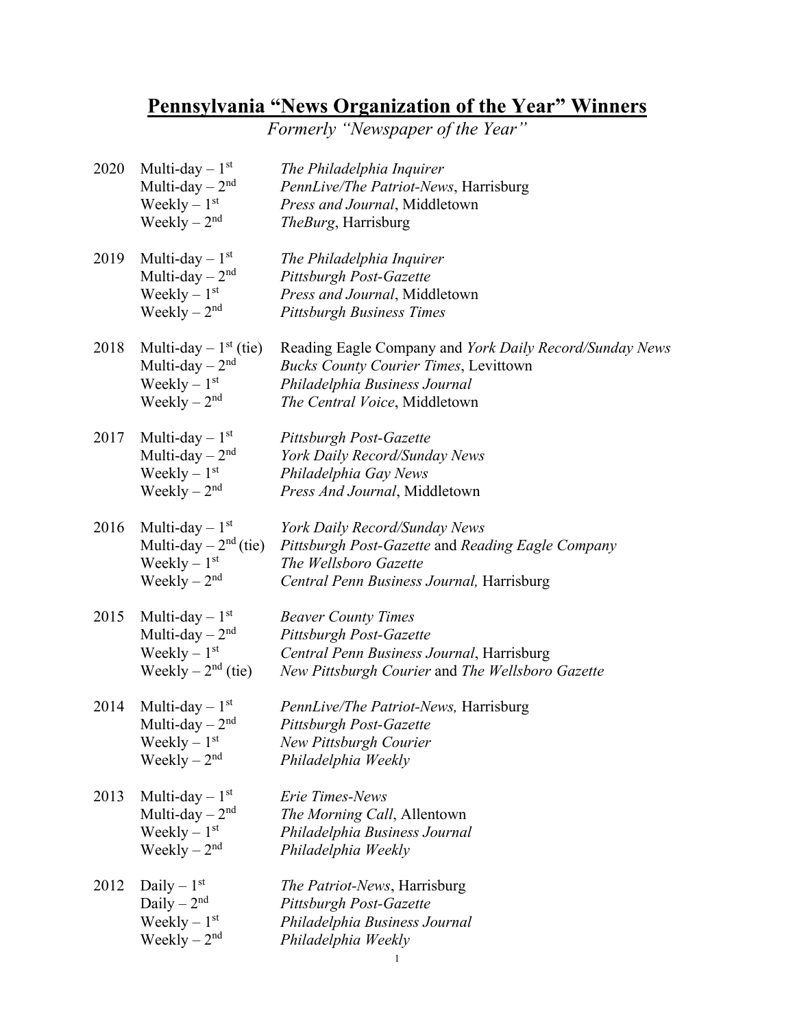# Pennsylvania "News Organization of the Year" Winners

*Formerly "Newspaper of the Year"*

| | | |
|---|---|---|
| 2020 | Multi-day – 1st | *The Philadelphia Inquirer* |
| | Multi-day – 2nd | *PennLive/The Patriot-News*, Harrisburg |
| | Weekly – 1st | *Press and Journal*, Middletown |
| | Weekly – 2nd | *TheBurg*, Harrisburg |
| 2019 | Multi-day – 1st | *The Philadelphia Inquirer* |
| | Multi-day – 2nd | *Pittsburgh Post-Gazette* |
| | Weekly – 1st | *Press and Journal*, Middletown |
| | Weekly – 2nd | *Pittsburgh Business Times* |
| 2018 | Multi-day – 1st (tie) | Reading Eagle Company and *York Daily Record/Sunday News* |
| | Multi-day – 2nd | *Bucks County Courier Times*, Levittown |
| | Weekly – 1st | *Philadelphia Business Journal* |
| | Weekly – 2nd | *The Central Voice*, Middletown |
| 2017 | Multi-day – 1st | *Pittsburgh Post-Gazette* |
| | Multi-day – 2nd | *York Daily Record/Sunday News* |
| | Weekly – 1st | *Philadelphia Gay News* |
| | Weekly – 2nd | *Press And Journal*, Middletown |
| 2016 | Multi-day – 1st | *York Daily Record/Sunday News* |
| | Multi-day – 2nd (tie) | *Pittsburgh Post-Gazette* and *Reading Eagle Company* |
| | Weekly – 1st | *The Wellsboro Gazette* |
| | Weekly – 2nd | *Central Penn Business Journal,* Harrisburg |
| 2015 | Multi-day – 1st | *Beaver County Times* |
| | Multi-day – 2nd | *Pittsburgh Post-Gazette* |
| | Weekly – 1st | *Central Penn Business Journal*, Harrisburg |
| | Weekly – 2nd (tie) | *New Pittsburgh Courier* and *The Wellsboro Gazette* |
| 2014 | Multi-day – 1st | *PennLive/The Patriot-News,* Harrisburg |
| | Multi-day – 2nd | *Pittsburgh Post-Gazette* |
| | Weekly – 1st | *New Pittsburgh Courier* |
| | Weekly – 2nd | *Philadelphia Weekly* |
| 2013 | Multi-day – 1st | *Erie Times-News* |
| | Multi-day – 2nd | *The Morning Call*, Allentown |
| | Weekly – 1st | *Philadelphia Business Journal* |
| | Weekly – 2nd | *Philadelphia Weekly* |
| 2012 | Daily – 1st | *The Patriot-News*, Harrisburg |
| | Daily – 2nd | *Pittsburgh Post-Gazette* |
| | Weekly – 1st | *Philadelphia Business Journal* |
| | Weekly – 2nd | *Philadelphia Weekly* |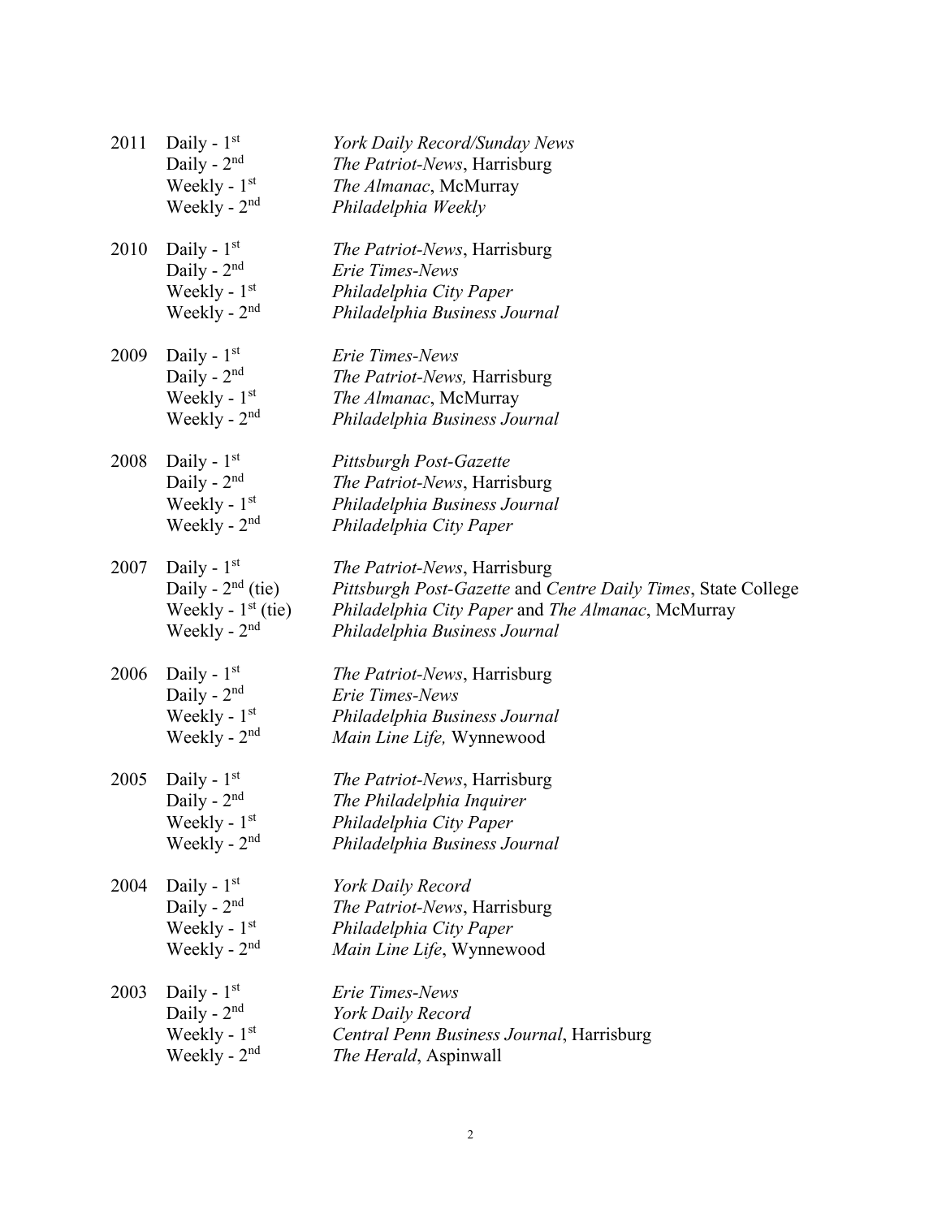| | | |
|---|---|---|
| 2011 | Daily - 1st | *York Daily Record/Sunday News* |
| | Daily - 2nd | *The Patriot-News*, Harrisburg |
| | Weekly - 1st | *The Almanac*, McMurray |
| | Weekly - 2nd | *Philadelphia Weekly* |
| 2010 | Daily - 1st | *The Patriot-News*, Harrisburg |
| | Daily - 2nd | *Erie Times-News* |
| | Weekly - 1st | *Philadelphia City Paper* |
| | Weekly - 2nd | *Philadelphia Business Journal* |
| 2009 | Daily - 1st | *Erie Times-News* |
| | Daily - 2nd | *The Patriot-News,* Harrisburg |
| | Weekly - 1st | *The Almanac*, McMurray |
| | Weekly - 2nd | *Philadelphia Business Journal* |
| 2008 | Daily - 1st | *Pittsburgh Post-Gazette* |
| | Daily - 2nd | *The Patriot-News*, Harrisburg |
| | Weekly - 1st | *Philadelphia Business Journal* |
| | Weekly - 2nd | *Philadelphia City Paper* |
| 2007 | Daily - 1st | *The Patriot-News*, Harrisburg |
| | Daily - 2nd (tie) | *Pittsburgh Post-Gazette* and *Centre Daily Times*, State College |
| | Weekly - 1st (tie) | *Philadelphia City Paper* and *The Almanac*, McMurray |
| | Weekly - 2nd | *Philadelphia Business Journal* |
| 2006 | Daily - 1st | *The Patriot-News*, Harrisburg |
| | Daily - 2nd | *Erie Times-News* |
| | Weekly - 1st | *Philadelphia Business Journal* |
| | Weekly - 2nd | *Main Line Life,* Wynnewood |
| 2005 | Daily - 1st | *The Patriot-News*, Harrisburg |
| | Daily - 2nd | *The Philadelphia Inquirer* |
| | Weekly - 1st | *Philadelphia City Paper* |
| | Weekly - 2nd | *Philadelphia Business Journal* |
| 2004 | Daily - 1st | *York Daily Record* |
| | Daily - 2nd | *The Patriot-News*, Harrisburg |
| | Weekly - 1st | *Philadelphia City Paper* |
| | Weekly - 2nd | *Main Line Life*, Wynnewood |
| 2003 | Daily - 1st | *Erie Times-News* |
| | Daily - 2nd | *York Daily Record* |
| | Weekly - 1st | *Central Penn Business Journal*, Harrisburg |
| | Weekly - 2nd | *The Herald*, Aspinwall |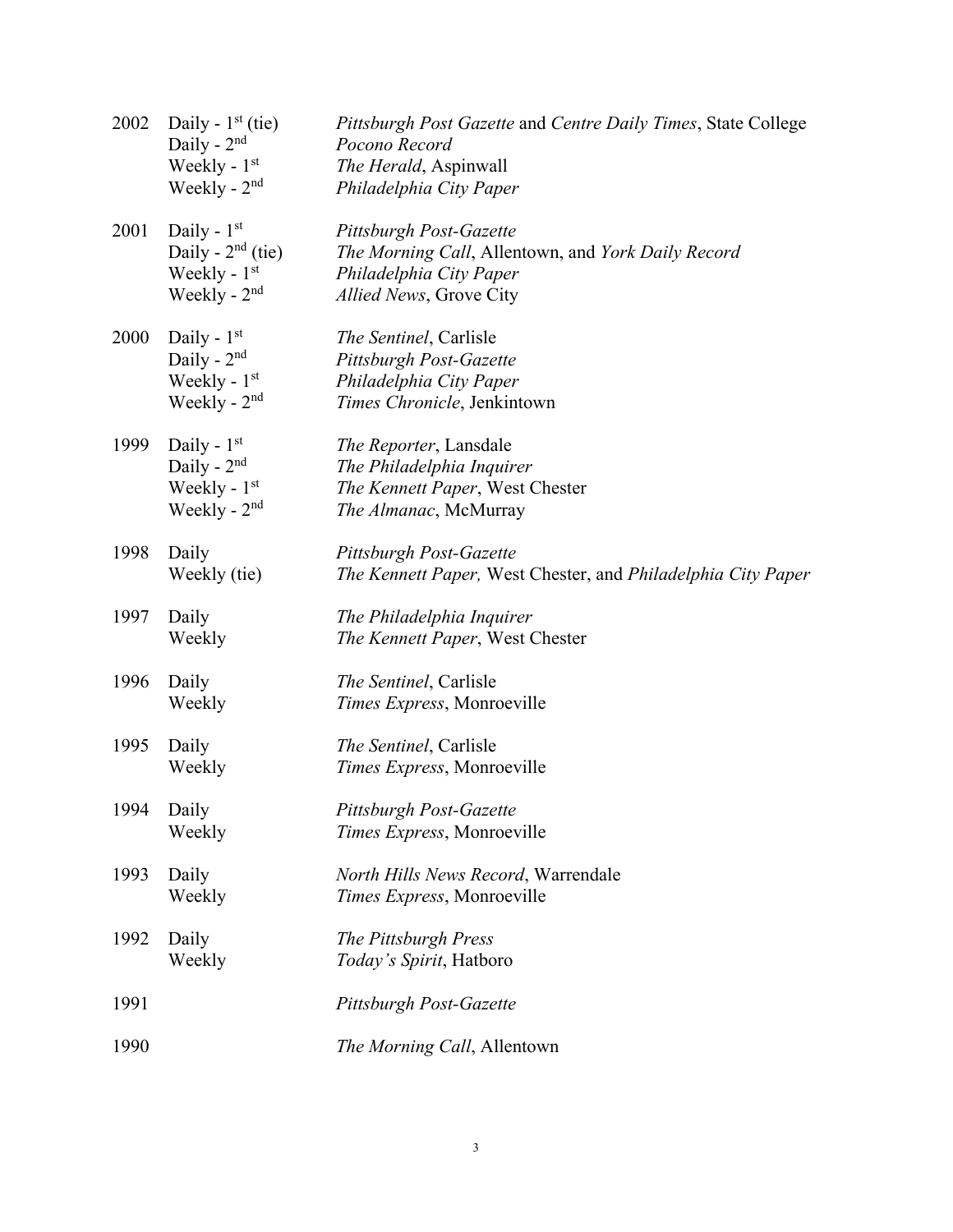| | | |
|---|---|---|
| 2002 | Daily - 1st (tie) | *Pittsburgh Post Gazette* and *Centre Daily Times*, State College |
| | Daily - 2nd | *Pocono Record* |
| | Weekly - 1st | *The Herald*, Aspinwall |
| | Weekly - 2nd | *Philadelphia City Paper* |
| 2001 | Daily - 1st | *Pittsburgh Post-Gazette* |
| | Daily - 2nd (tie) | *The Morning Call*, Allentown, and *York Daily Record* |
| | Weekly - 1st | *Philadelphia City Paper* |
| | Weekly - 2nd | *Allied News*, Grove City |
| 2000 | Daily - 1st | *The Sentinel*, Carlisle |
| | Daily - 2nd | *Pittsburgh Post-Gazette* |
| | Weekly - 1st | *Philadelphia City Paper* |
| | Weekly - 2nd | *Times Chronicle*, Jenkintown |
| 1999 | Daily - 1st | *The Reporter*, Lansdale |
| | Daily - 2nd | *The Philadelphia Inquirer* |
| | Weekly - 1st | *The Kennett Paper*, West Chester |
| | Weekly - 2nd | *The Almanac*, McMurray |
| 1998 | Daily | *Pittsburgh Post-Gazette* |
| | Weekly (tie) | *The Kennett Paper,* West Chester, and *Philadelphia City Paper* |
| 1997 | Daily | *The Philadelphia Inquirer* |
| | Weekly | *The Kennett Paper*, West Chester |
| 1996 | Daily | *The Sentinel*, Carlisle |
| | Weekly | *Times Express*, Monroeville |
| 1995 | Daily | *The Sentinel*, Carlisle |
| | Weekly | *Times Express*, Monroeville |
| 1994 | Daily | *Pittsburgh Post-Gazette* |
| | Weekly | *Times Express*, Monroeville |
| 1993 | Daily | *North Hills News Record*, Warrendale |
| | Weekly | *Times Express*, Monroeville |
| 1992 | Daily | *The Pittsburgh Press* |
| | Weekly | *Today's Spirit*, Hatboro |
| 1991 | | *Pittsburgh Post-Gazette* |
| 1990 | | *The Morning Call*, Allentown |